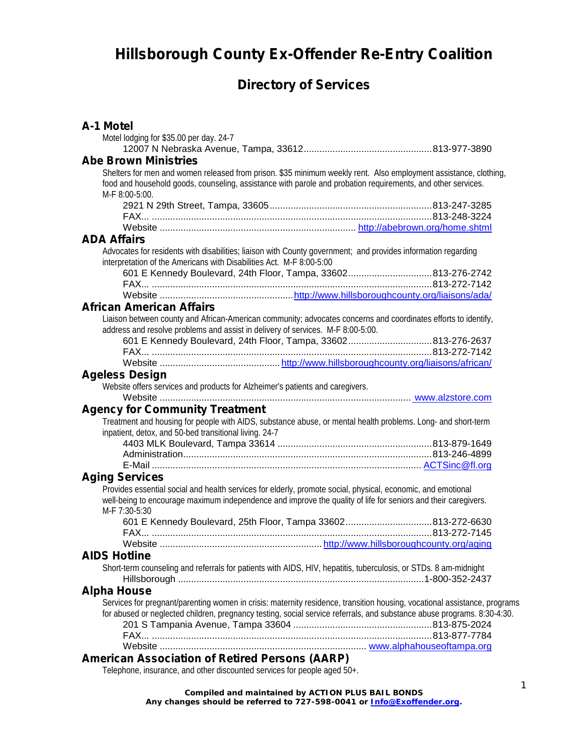# Hillsborough County Ex-Offender Re-Entry Coalition

## Directory of Services

### A-1 Motel

Motel lodging for $35.00 per day. 24-7

12007 N Nebraska Avenue, Tampa, 33612 .......... 813-977-3890

### Abe Brown Ministries

Shelters for men and women released from prison. $35 minimum weekly rent. Also employment assistance, clothing, food and household goods, counseling, assistance with parole and probation requirements, and other services. M-F 8:00-5:00.

2921 N 29th Street, Tampa, 33605 .......... 813-247-3285
FAX... .......... 813-248-3224
Website .......... http://abebrown.org/home.shtml

### ADA Affairs

Advocates for residents with disabilities; liaison with County government; and provides information regarding interpretation of the Americans with Disabilities Act. M-F 8:00-5:00

601 E Kennedy Boulevard, 24th Floor, Tampa, 33602 .......... 813-276-2742
FAX... .......... 813-272-7142
Website .......... http://www.hillsboroughcounty.org/liaisons/ada/

### African American Affairs

Liaison between county and African-American community; advocates concerns and coordinates efforts to identify, address and resolve problems and assist in delivery of services. M-F 8:00-5:00.

601 E Kennedy Boulevard, 24th Floor, Tampa, 33602 .......... 813-276-2637
FAX... .......... 813-272-7142
Website .......... http://www.hillsboroughcounty.org/liaisons/african/

### Ageless Design

Website offers services and products for Alzheimer's patients and caregivers.

Website .......... www.alzstore.com

### Agency for Community Treatment

Treatment and housing for people with AIDS, substance abuse, or mental health problems. Long- and short-term inpatient, detox, and 50-bed transitional living. 24-7

4403 MLK Boulevard, Tampa 33614 .......... 813-879-1649
Administration .......... 813-246-4899
E-Mail .......... ACTSinc@fl.org

### Aging Services

Provides essential social and health services for elderly, promote social, physical, economic, and emotional well-being to encourage maximum independence and improve the quality of life for seniors and their caregivers. M-F 7:30-5:30

601 E Kennedy Boulevard, 25th Floor, Tampa 33602 .......... 813-272-6630
FAX... .......... 813-272-7145
Website .......... http://www.hillsboroughcounty.org/aging

### AIDS Hotline

Short-term counseling and referrals for patients with AIDS, HIV, hepatitis, tuberculosis, or STDs. 8 am-midnight

Hillsborough .......... 1-800-352-2437

### Alpha House

Services for pregnant/parenting women in crisis: maternity residence, transition housing, vocational assistance, programs for abused or neglected children, pregnancy testing, social service referrals, and substance abuse programs. 8:30-4:30.

201 S Tampania Avenue, Tampa 33604 .......... 813-875-2024
FAX... .......... 813-877-7784
Website .......... www.alphahouseoftampa.org

### American Association of Retired Persons (AARP)

Telephone, insurance, and other discounted services for people aged 50+.

**Compiled and maintained by ACTION PLUS BAIL BONDS**
**Any changes should be referred to 727-598-0041 or Info@Exoffender.org.**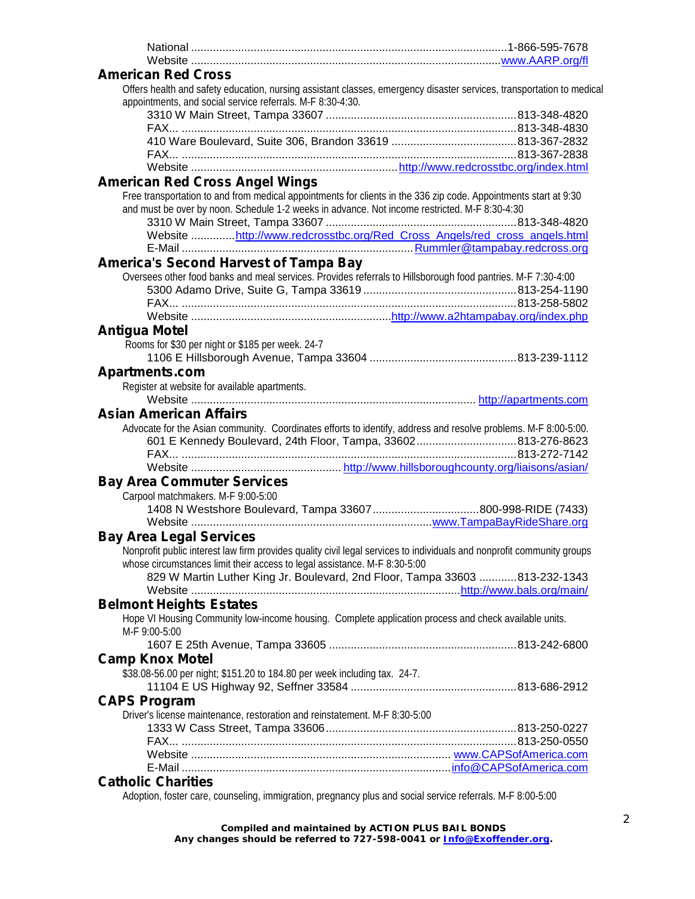National ....................................................................................................1-866-595-7678
Website ..................................................................................................www.AARP.org/fl

## American Red Cross

Offers health and safety education, nursing assistant classes, emergency disaster services, transportation to medical appointments, and social service referrals. M-F 8:30-4:30.

3310 W Main Street, Tampa 33607 ............................................................813-348-4820
FAX... ..........................................................................................................813-348-4830
410 Ware Boulevard, Suite 306, Brandon 33619 .......................................813-367-2832
FAX... ..........................................................................................................813-367-2838
Website .................................................................http://www.redcrosstbc.org/index.html

## American Red Cross Angel Wings

Free transportation to and from medical appointments for clients in the 336 zip code. Appointments start at 9:30 and must be over by noon. Schedule 1-2 weeks in advance. Not income restricted. M-F 8:30-4:30

3310 W Main Street, Tampa 33607 ............................................................813-348-4820
Website ..............http://www.redcrosstbc.org/Red_Cross_Angels/red_cross_angels.html
E-Mail ........................................................................Rummler@tampabay.redcross.org

## America's Second Harvest of Tampa Bay

Oversees other food banks and meal services. Provides referrals to Hillsborough food pantries. M-F 7:30-4:00

5300 Adamo Drive, Suite G, Tampa 33619 ................................................813-254-1190
FAX... ..........................................................................................................813-258-5802
Website ...............................................................http://www.a2htampabay.org/index.php

## Antigua Motel

Rooms for $30 per night or $185 per week. 24-7

1106 E Hillsborough Avenue, Tampa 33604 ...............................................813-239-1112

## Apartments.com

Register at website for available apartments.

Website .......................................................................................... http://apartments.com

## Asian American Affairs

Advocate for the Asian community. Coordinates efforts to identify, address and resolve problems. M-F 8:00-5:00.

601 E Kennedy Boulevard, 24th Floor, Tampa, 33602................................813-276-8623
FAX... ..........................................................................................................813-272-7142
Website ............................................... http://www.hillsboroughcounty.org/liaisons/asian/

## Bay Area Commuter Services

Carpool matchmakers. M-F 9:00-5:00

1408 N Westshore Boulevard, Tampa 33607..................................800-998-RIDE (7433)
Website ............................................................................www.TampaBayRideShare.org

## Bay Area Legal Services

Nonprofit public interest law firm provides quality civil legal services to individuals and nonprofit community groups whose circumstances limit their access to legal assistance. M-F 8:30-5:00

829 W Martin Luther King Jr. Boulevard, 2nd Floor, Tampa 33603 ............813-232-1343
Website .....................................................................................http://www.bals.org/main/

## Belmont Heights Estates

Hope VI Housing Community low-income housing. Complete application process and check available units. M-F 9:00-5:00

1607 E 25th Avenue, Tampa 33605 ...........................................................813-242-6800

## Camp Knox Motel

$38.08-56.00 per night; $151.20 to 184.80 per week including tax. 24-7.

11104 E US Highway 92, Seffner 33584 ....................................................813-686-2912

## CAPS Program

Driver's license maintenance, restoration and reinstatement. M-F 8:30-5:00

1333 W Cass Street, Tampa 33606............................................................813-250-0227
FAX... ..........................................................................................................813-250-0550
Website .................................................................................. www.CAPSofAmerica.com
E-Mail .....................................................................................info@CAPSofAmerica.com

## Catholic Charities

Adoption, foster care, counseling, immigration, pregnancy plus and social service referrals. M-F 8:00-5:00

**Compiled and maintained by ACTION PLUS BAIL BONDS**
**Any changes should be referred to 727-598-0041 or Info@Exoffender.org.**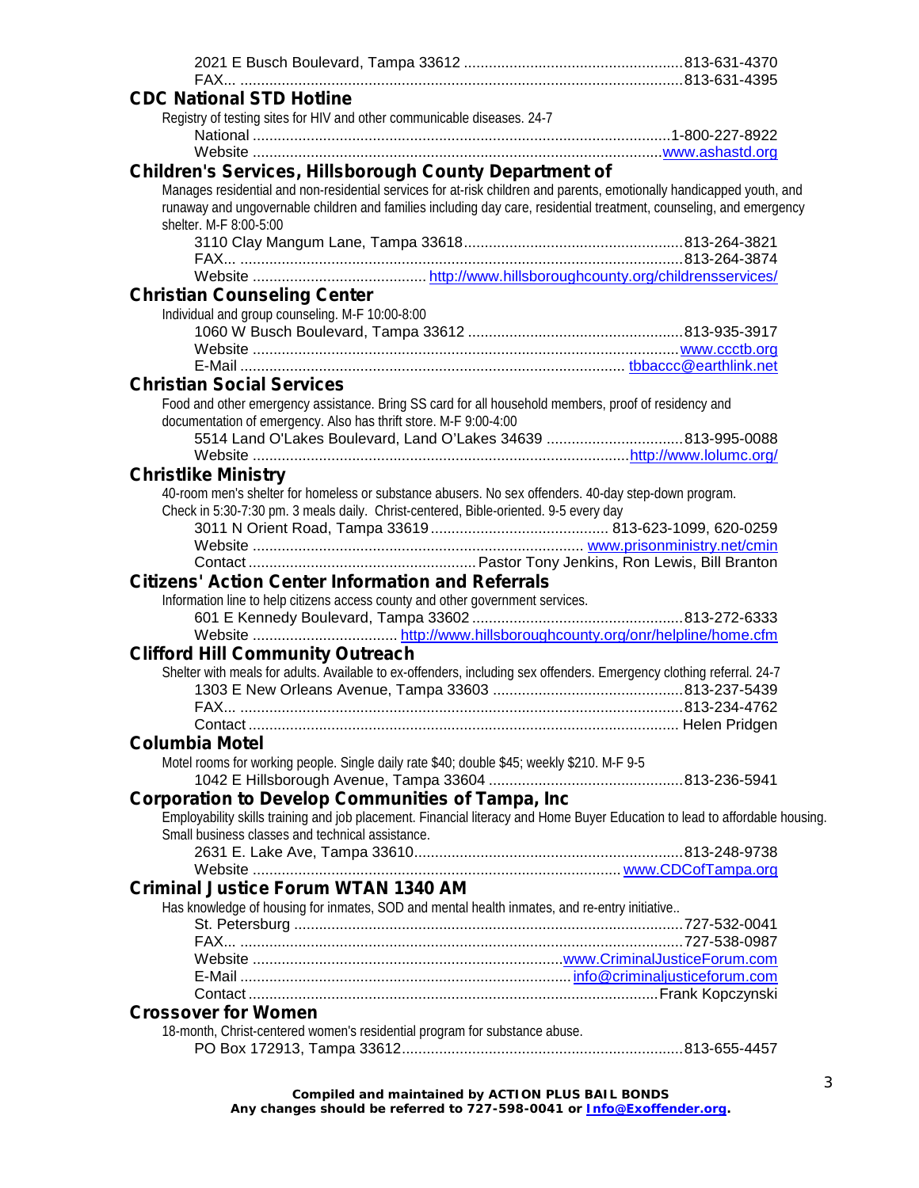2021 E Busch Boulevard, Tampa 33612 .......... 813-631-4370
FAX... .......... 813-631-4395

## CDC National STD Hotline

Registry of testing sites for HIV and other communicable diseases. 24-7

National .......... 1-800-227-8922
Website .......... www.ashastd.org

## Children's Services, Hillsborough County Department of

Manages residential and non-residential services for at-risk children and parents, emotionally handicapped youth, and runaway and ungovernable children and families including day care, residential treatment, counseling, and emergency shelter. M-F 8:00-5:00

3110 Clay Mangum Lane, Tampa 33618 .......... 813-264-3821
FAX... .......... 813-264-3874
Website .......... http://www.hillsboroughcounty.org/childrensservices/

## Christian Counseling Center

Individual and group counseling. M-F 10:00-8:00

1060 W Busch Boulevard, Tampa 33612 .......... 813-935-3917
Website .......... www.ccctb.org
E-Mail .......... tbbaccc@earthlink.net

## Christian Social Services

Food and other emergency assistance. Bring SS card for all household members, proof of residency and documentation of emergency. Also has thrift store. M-F 9:00-4:00

5514 Land O'Lakes Boulevard, Land O'Lakes 34639 .......... 813-995-0088
Website .......... http://www.lolumc.org/

## Christlike Ministry

40-room men's shelter for homeless or substance abusers. No sex offenders. 40-day step-down program. Check in 5:30-7:30 pm. 3 meals daily. Christ-centered, Bible-oriented. 9-5 every day

3011 N Orient Road, Tampa 33619 .......... 813-623-1099, 620-0259
Website .......... www.prisonministry.net/cmin
Contact .......... Pastor Tony Jenkins, Ron Lewis, Bill Branton

## Citizens' Action Center Information and Referrals

Information line to help citizens access county and other government services.

601 E Kennedy Boulevard, Tampa 33602 .......... 813-272-6333
Website .......... http://www.hillsboroughcounty.org/onr/helpline/home.cfm

## Clifford Hill Community Outreach

Shelter with meals for adults. Available to ex-offenders, including sex offenders. Emergency clothing referral. 24-7

1303 E New Orleans Avenue, Tampa 33603 .......... 813-237-5439
FAX... .......... 813-234-4762
Contact .......... Helen Pridgen

## Columbia Motel

Motel rooms for working people. Single daily rate $40; double $45; weekly $210. M-F 9-5

1042 E Hillsborough Avenue, Tampa 33604 .......... 813-236-5941

## Corporation to Develop Communities of Tampa, Inc

Employability skills training and job placement. Financial literacy and Home Buyer Education to lead to affordable housing. Small business classes and technical assistance.

2631 E. Lake Ave, Tampa 33610 .......... 813-248-9738
Website .......... www.CDCofTampa.org

## Criminal Justice Forum WTAN 1340 AM

Has knowledge of housing for inmates, SOD and mental health inmates, and re-entry initiative..

St. Petersburg .......... 727-532-0041
FAX... .......... 727-538-0987
Website .......... www.CriminalJusticeForum.com
E-Mail .......... info@criminaljusticeforum.com
Contact .......... Frank Kopczynski

## Crossover for Women

18-month, Christ-centered women's residential program for substance abuse.

PO Box 172913, Tampa 33612 .......... 813-655-4457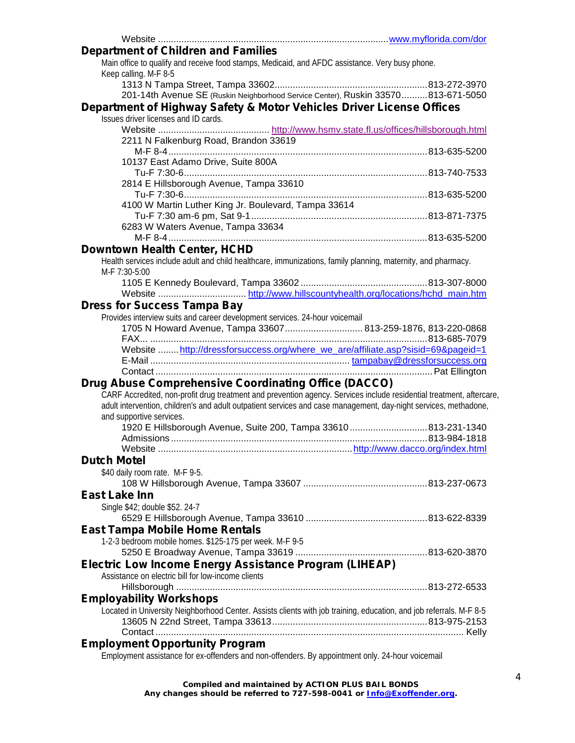Website ........................................................................................ www.myflorida.com/dor

## Department of Children and Families

Main office to qualify and receive food stamps, Medicaid, and AFDC assistance. Very busy phone. Keep calling. M-F 8-5

1313 N Tampa Street, Tampa 33602 ........................................................... 813-272-3970
201-14th Avenue SE (Ruskin Neighborhood Service Center), Ruskin 33570 .......... 813-671-5050

## Department of Highway Safety & Motor Vehicles Driver License Offices

Issues driver licenses and ID cards.

Website .......................................... http://www.hsmv.state.fl.us/offices/hillsborough.html
2211 N Falkenburg Road, Brandon 33619
M-F 8-4 .................................................................................................. 813-635-5200
10137 East Adamo Drive, Suite 800A
Tu-F 7:30-6 ............................................................................................ 813-740-7533
2814 E Hillsborough Avenue, Tampa 33610
Tu-F 7:30-6 ............................................................................................ 813-635-5200
4100 W Martin Luther King Jr. Boulevard, Tampa 33614
Tu-F 7:30 am-6 pm, Sat 9-1 .................................................................. 813-871-7375
6283 W Waters Avenue, Tampa 33634
M-F 8-4 .................................................................................................. 813-635-5200

## Downtown Health Center, HCHD

Health services include adult and child healthcare, immunizations, family planning, maternity, and pharmacy. M-F 7:30-5:00

1105 E Kennedy Boulevard, Tampa 33602 ................................................ 813-307-8000
Website ................................ http://www.hillscountyhealth.org/locations/hchd_main.htm

## Dress for Success Tampa Bay

Provides interview suits and career development services. 24-hour voicemail

1705 N Howard Avenue, Tampa 33607 ............................. 813-259-1876, 813-220-0868
FAX... ......................................................................................................... 813-685-7079
Website ........ http://dressforsuccess.org/where_we_are/affiliate.asp?sisid=69&pageid=1
E-Mail ........................................................................... tampabay@dressforsuccess.org
Contact ......................................................................................................... Pat Ellington

## Drug Abuse Comprehensive Coordinating Office (DACCO)

CARF Accredited, non-profit drug treatment and prevention agency. Services include residential treatment, aftercare, adult intervention, children's and adult outpatient services and case management, day-night services, methadone, and supportive services.

1920 E Hillsborough Avenue, Suite 200, Tampa 33610 ............................. 813-231-1340
Admissions ................................................................................................ 813-984-1818
Website ......................................................................... http://www.dacco.org/index.html

## Dutch Motel

$40 daily room rate. M-F 9-5.

108 W Hillsborough Avenue, Tampa 33607 ................................................ 813-237-0673

## East Lake Inn

Single $42; double $52. 24-7

6529 E Hillsborough Avenue, Tampa 33610 ............................................... 813-622-8339

## East Tampa Mobile Home Rentals

1-2-3 bedroom mobile homes. $125-175 per week. M-F 9-5

5250 E Broadway Avenue, Tampa 33619 .................................................. 813-620-3870

## Electric Low Income Energy Assistance Program (LIHEAP)

Assistance on electric bill for low-income clients

Hillsborough ............................................................................................... 813-272-6533

## Employability Workshops

Located in University Neighborhood Center. Assists clients with job training, education, and job referrals. M-F 8-5

13605 N 22nd Street, Tampa 33613 .......................................................... 813-975-2153
Contact ....................................................................................................... Kelly

## Employment Opportunity Program

Employment assistance for ex-offenders and non-offenders. By appointment only. 24-hour voicemail

**Compiled and maintained by ACTION PLUS BAIL BONDS**
**Any changes should be referred to 727-598-0041 or Info@Exoffender.org.**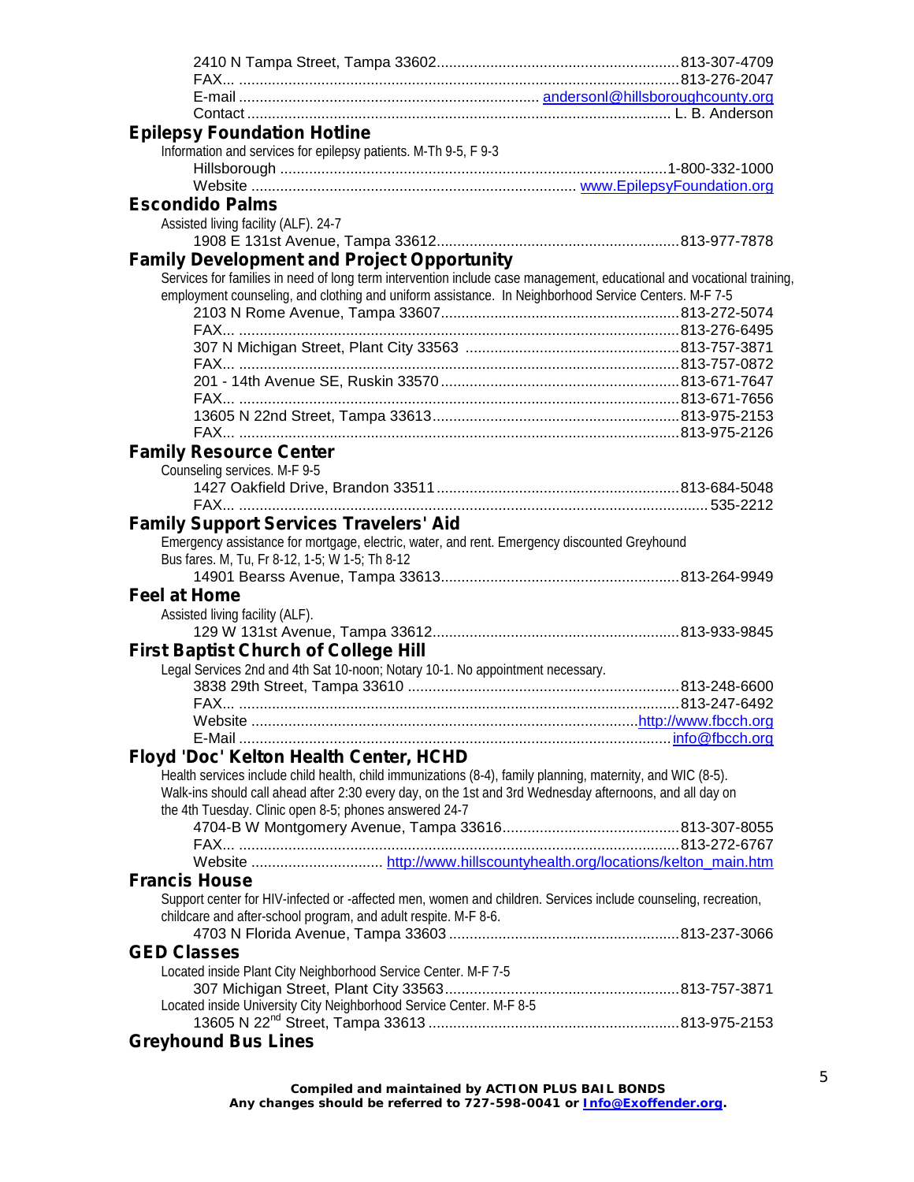2410 N Tampa Street, Tampa 33602 ........ 813-307-4709
FAX... ........ 813-276-2047
E-mail ........ andersonl@hillsboroughcounty.org
Contact ........ L. B. Anderson

### Epilepsy Foundation Hotline

Information and services for epilepsy patients. M-Th 9-5, F 9-3

Hillsborough ........ 1-800-332-1000
Website ........ www.EpilepsyFoundation.org

### Escondido Palms

Assisted living facility (ALF). 24-7

1908 E 131st Avenue, Tampa 33612 ........ 813-977-7878

### Family Development and Project Opportunity

Services for families in need of long term intervention include case management, educational and vocational training, employment counseling, and clothing and uniform assistance. In Neighborhood Service Centers. M-F 7-5

2103 N Rome Avenue, Tampa 33607 ........ 813-272-5074
FAX... ........ 813-276-6495
307 N Michigan Street, Plant City 33563 ........ 813-757-3871
FAX... ........ 813-757-0872
201 - 14th Avenue SE, Ruskin 33570 ........ 813-671-7647
FAX... ........ 813-671-7656
13605 N 22nd Street, Tampa 33613 ........ 813-975-2153
FAX... ........ 813-975-2126

### Family Resource Center

Counseling services. M-F 9-5

1427 Oakfield Drive, Brandon 33511 ........ 813-684-5048
FAX... ........ 535-2212

### Family Support Services Travelers' Aid

Emergency assistance for mortgage, electric, water, and rent. Emergency discounted Greyhound Bus fares. M, Tu, Fr 8-12, 1-5; W 1-5; Th 8-12

14901 Bearss Avenue, Tampa 33613 ........ 813-264-9949

### Feel at Home

Assisted living facility (ALF).

129 W 131st Avenue, Tampa 33612 ........ 813-933-9845

### First Baptist Church of College Hill

Legal Services 2nd and 4th Sat 10-noon; Notary 10-1. No appointment necessary.

3838 29th Street, Tampa 33610 ........ 813-248-6600
FAX... ........ 813-247-6492
Website ........ http://www.fbcch.org
E-Mail ........ info@fbcch.org

### Floyd 'Doc' Kelton Health Center, HCHD

Health services include child health, child immunizations (8-4), family planning, maternity, and WIC (8-5). Walk-ins should call ahead after 2:30 every day, on the 1st and 3rd Wednesday afternoons, and all day on the 4th Tuesday. Clinic open 8-5; phones answered 24-7

4704-B W Montgomery Avenue, Tampa 33616 ........ 813-307-8055
FAX... ........ 813-272-6767
Website ........ http://www.hillscountyhealth.org/locations/kelton_main.htm

### Francis House

Support center for HIV-infected or -affected men, women and children. Services include counseling, recreation, childcare and after-school program, and adult respite. M-F 8-6.

4703 N Florida Avenue, Tampa 33603 ........ 813-237-3066

### GED Classes

Located inside Plant City Neighborhood Service Center. M-F 7-5

307 Michigan Street, Plant City 33563 ........ 813-757-3871

Located inside University City Neighborhood Service Center. M-F 8-5

13605 N 22nd Street, Tampa 33613 ........ 813-975-2153

### Greyhound Bus Lines

**Compiled and maintained by ACTION PLUS BAIL BONDS**
**Any changes should be referred to 727-598-0041 or Info@Exoffender.org.**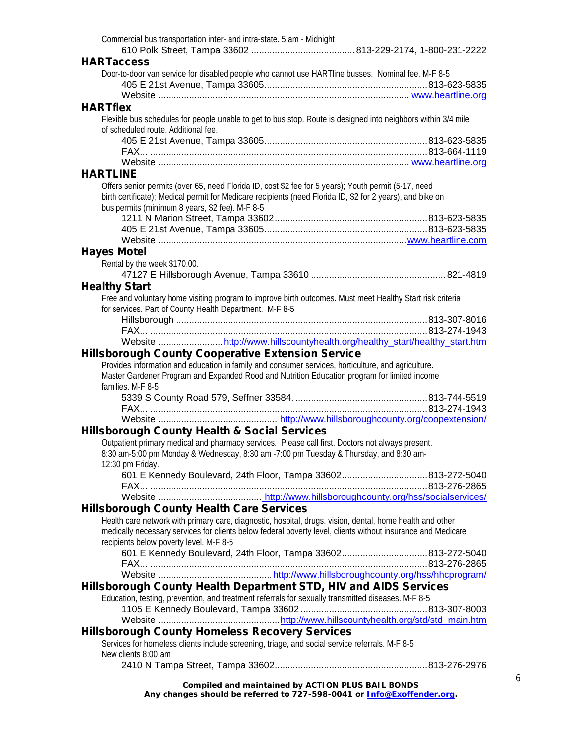Commercial bus transportation inter- and intra-state. 5 am - Midnight

610 Polk Street, Tampa 33602 ........................................ 813-229-2174, 1-800-231-2222

### HARTaccess

Door-to-door van service for disabled people who cannot use HARTline busses. Nominal fee. M-F 8-5

405 E 21st Avenue, Tampa 33605............................................................. 813-623-5835
Website ................................................................................................ www.heartline.org

### HARTflex

Flexible bus schedules for people unable to get to bus stop. Route is designed into neighbors within 3/4 mile of scheduled route. Additional fee.

405 E 21st Avenue, Tampa 33605............................................................. 813-623-5835
FAX... ......................................................................................................... 813-664-1119
Website ................................................................................................ www.heartline.org

### HARTLINE

Offers senior permits (over 65, need Florida ID, cost $2 fee for 5 years); Youth permit (5-17, need birth certificate); Medical permit for Medicare recipients (need Florida ID, $2 for 2 years), and bike on bus permits (minimum 8 years, $2 fee). M-F 8-5

1211 N Marion Street, Tampa 33602.......................................................... 813-623-5835
405 E 21st Avenue, Tampa 33605............................................................. 813-623-5835
Website ............................................................................................... www.heartline.com

### Hayes Motel

Rental by the week $170.00.

47127 E Hillsborough Avenue, Tampa 33610 .................................................... 821-4819

### Healthy Start

Free and voluntary home visiting program to improve birth outcomes. Must meet Healthy Start risk criteria for services. Part of County Health Department. M-F 8-5

Hillsborough ................................................................................................ 813-307-8016
FAX... ......................................................................................................... 813-274-1943
Website ......................... http://www.hillscountyhealth.org/healthy_start/healthy_start.htm

### Hillsborough County Cooperative Extension Service

Provides information and education in family and consumer services, horticulture, and agriculture. Master Gardener Program and Expanded Rood and Nutrition Education program for limited income families. M-F 8-5

5339 S County Road 579, Seffner 33584. .................................................. 813-744-5519
FAX... ......................................................................................................... 813-274-1943
Website ............................................. http://www.hillsboroughcounty.org/coopextension/

### Hillsborough County Health & Social Services

Outpatient primary medical and pharmacy services. Please call first. Doctors not always present. 8:30 am-5:00 pm Monday & Wednesday, 8:30 am -7:00 pm Tuesday & Thursday, and 8:30 am-12:30 pm Friday.

601 E Kennedy Boulevard, 24th Floor, Tampa 33602................................ 813-272-5040
FAX... ......................................................................................................... 813-276-2865
Website ....................................... http://www.hillsboroughcounty.org/hss/socialservices/

### Hillsborough County Health Care Services

Health care network with primary care, diagnostic, hospital, drugs, vision, dental, home health and other medically necessary services for clients below federal poverty level, clients without insurance and Medicare recipients below poverty level. M-F 8-5

601 E Kennedy Boulevard, 24th Floor, Tampa 33602................................ 813-272-5040
FAX... ......................................................................................................... 813-276-2865
Website ........................................... http://www.hillsboroughcounty.org/hss/hhcprogram/

### Hillsborough County Health Department STD, HIV and AIDS Services

Education, testing, prevention, and treatment referrals for sexually transmitted diseases. M-F 8-5

1105 E Kennedy Boulevard, Tampa 33602 ................................................ 813-307-8003
Website .............................................. http://www.hillscountyhealth.org/std/std_main.htm

### Hillsborough County Homeless Recovery Services

Services for homeless clients include screening, triage, and social service referrals. M-F 8-5
New clients 8:00 am

2410 N Tampa Street, Tampa 33602.......................................................... 813-276-2976

**Compiled and maintained by ACTION PLUS BAIL BONDS**
**Any changes should be referred to 727-598-0041 or Info@Exoffender.org.**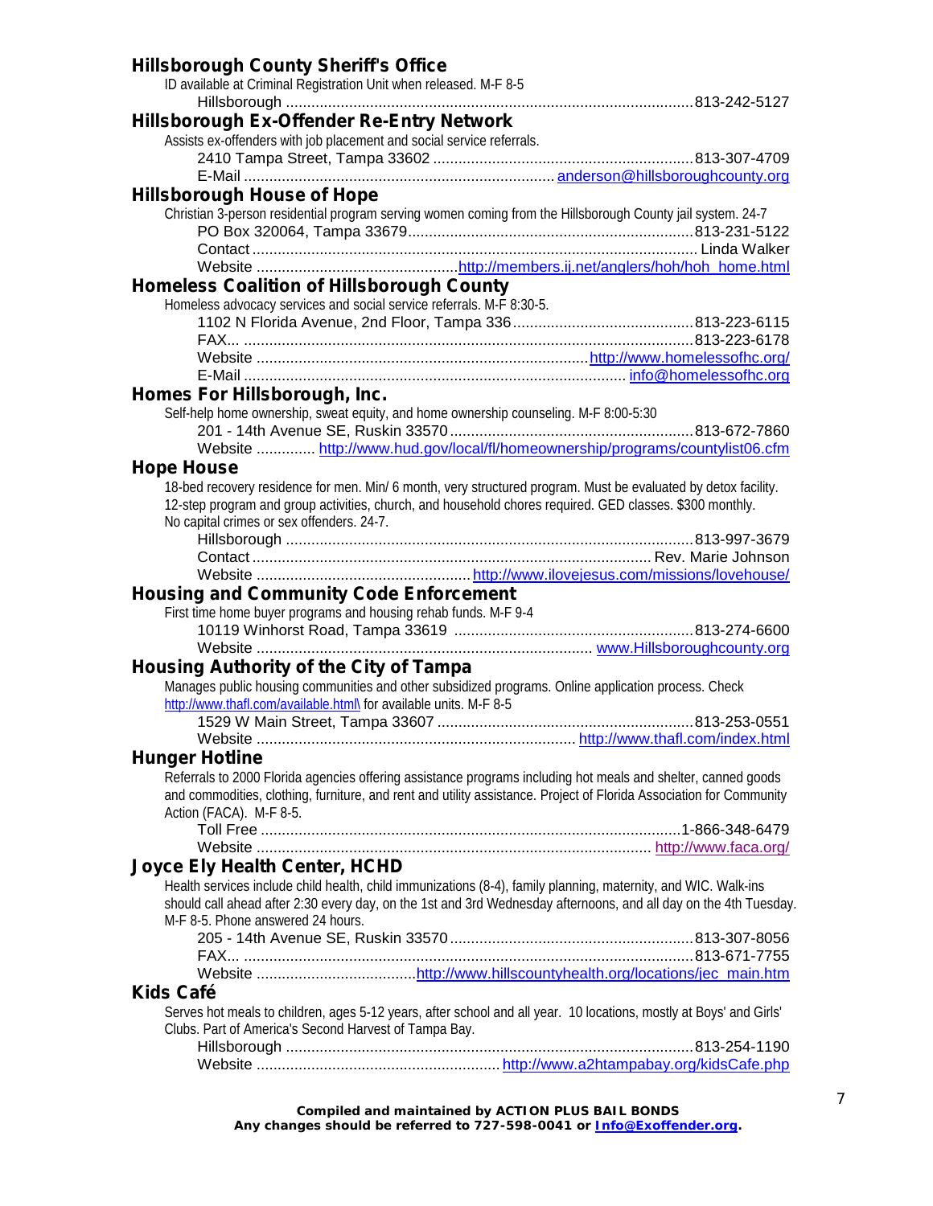## Hillsborough County Sheriff's Office

ID available at Criminal Registration Unit when released. M-F 8-5

Hillsborough ................................................................ 813-242-5127

## Hillsborough Ex-Offender Re-Entry Network

Assists ex-offenders with job placement and social service referrals.

2410 Tampa Street, Tampa 33602 ................................................ 813-307-4709
E-Mail ................................................ anderson@hillsboroughcounty.org

## Hillsborough House of Hope

Christian 3-person residential program serving women coming from the Hillsborough County jail system. 24-7

PO Box 320064, Tampa 33679................................................ 813-231-5122
Contact ................................................ Linda Walker
Website ................................................ http://members.ij.net/anglers/hoh/hoh_home.html

## Homeless Coalition of Hillsborough County

Homeless advocacy services and social service referrals. M-F 8:30-5.

1102 N Florida Avenue, 2nd Floor, Tampa 336................................................ 813-223-6115
FAX... ................................................ 813-223-6178
Website ................................................ http://www.homelessofhc.org/
E-Mail ................................................ info@homelessofhc.org

## Homes For Hillsborough, Inc.

Self-help home ownership, sweat equity, and home ownership counseling. M-F 8:00-5:30

201 - 14th Avenue SE, Ruskin 33570................................................ 813-672-7860
Website ............. http://www.hud.gov/local/fl/homeownership/programs/countylist06.cfm

## Hope House

18-bed recovery residence for men. Min/ 6 month, very structured program. Must be evaluated by detox facility. 12-step program and group activities, church, and household chores required. GED classes. $300 monthly. No capital crimes or sex offenders. 24-7.

Hillsborough ................................................ 813-997-3679
Contact ................................................ Rev. Marie Johnson
Website ................................................ http://www.ilovejesus.com/missions/lovehouse/

## Housing and Community Code Enforcement

First time home buyer programs and housing rehab funds. M-F 9-4

10119 Winhorst Road, Tampa 33619 ................................................ 813-274-6600
Website ................................................ www.Hillsboroughcounty.org

## Housing Authority of the City of Tampa

Manages public housing communities and other subsidized programs. Online application process. Check http://www.thafl.com/available.html\ for available units. M-F 8-5

1529 W Main Street, Tampa 33607 ................................................ 813-253-0551
Website ................................................ http://www.thafl.com/index.html

## Hunger Hotline

Referrals to 2000 Florida agencies offering assistance programs including hot meals and shelter, canned goods and commodities, clothing, furniture, and rent and utility assistance. Project of Florida Association for Community Action (FACA). M-F 8-5.

Toll Free ................................................ 1-866-348-6479
Website ................................................ http://www.faca.org/

## Joyce Ely Health Center, HCHD

Health services include child health, child immunizations (8-4), family planning, maternity, and WIC. Walk-ins should call ahead after 2:30 every day, on the 1st and 3rd Wednesday afternoons, and all day on the 4th Tuesday. M-F 8-5. Phone answered 24 hours.

205 - 14th Avenue SE, Ruskin 33570................................................ 813-307-8056
FAX... ................................................ 813-671-7755
Website ................................................ http://www.hillscountyhealth.org/locations/jec_main.htm

## Kids Café

Serves hot meals to children, ages 5-12 years, after school and all year. 10 locations, mostly at Boys' and Girls' Clubs. Part of America's Second Harvest of Tampa Bay.

Hillsborough ................................................ 813-254-1190
Website ................................................ http://www.a2htampabay.org/kidsCafe.php

**Compiled and maintained by ACTION PLUS BAIL BONDS**
**Any changes should be referred to 727-598-0041 or Info@Exoffender.org.**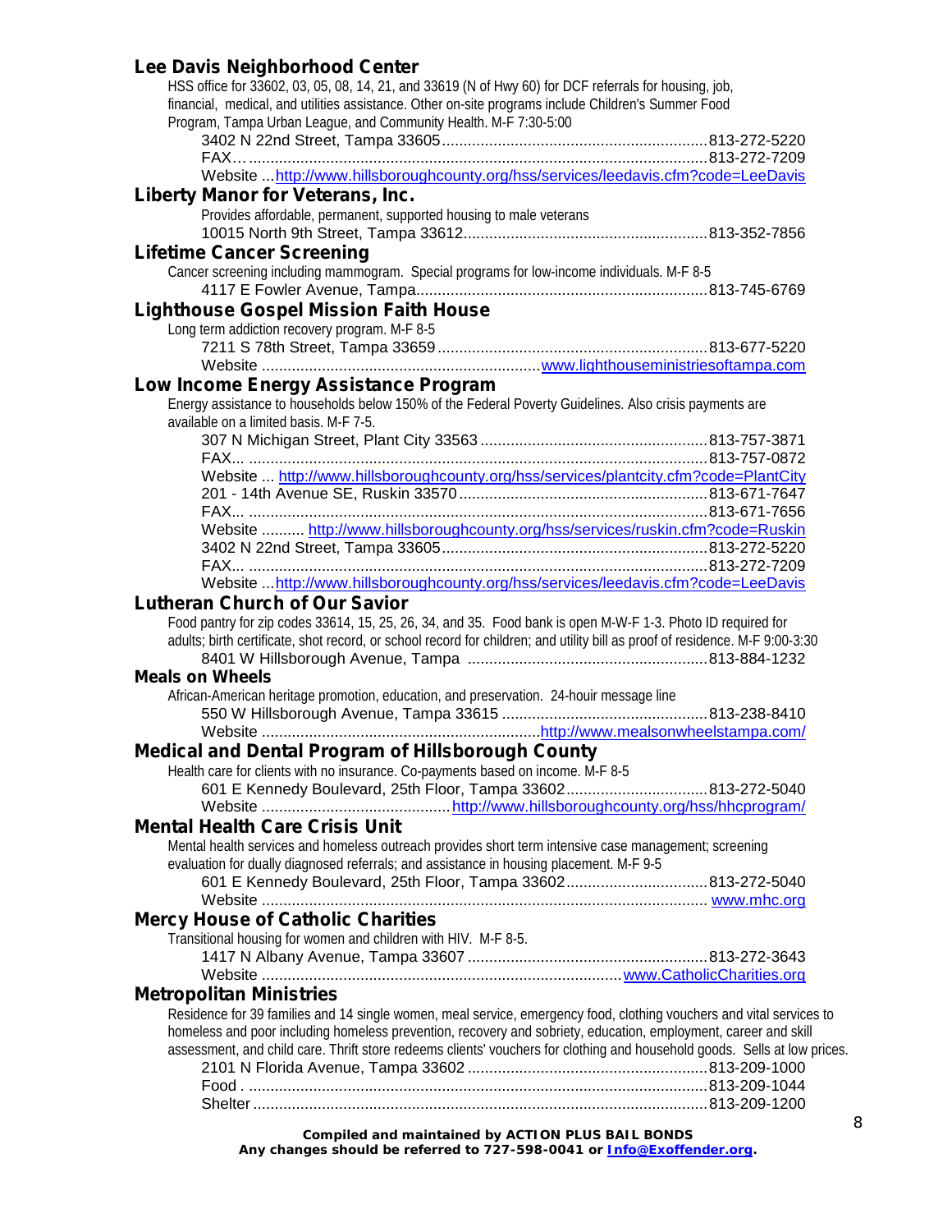## Lee Davis Neighborhood Center

HSS office for 33602, 03, 05, 08, 14, 21, and 33619 (N of Hwy 60) for DCF referrals for housing, job, financial, medical, and utilities assistance. Other on-site programs include Children's Summer Food Program, Tampa Urban League, and Community Health. M-F 7:30-5:00

3402 N 22nd Street, Tampa 33605............................................................813-272-5220
FAX…..........................................................................................................813-272-7209
Website ...http://www.hillsboroughcounty.org/hss/services/leedavis.cfm?code=LeeDavis

## Liberty Manor for Veterans, Inc.

Provides affordable, permanent, supported housing to male veterans

10015 North 9th Street, Tampa 33612........................................................813-352-7856

## Lifetime Cancer Screening

Cancer screening including mammogram. Special programs for low-income individuals. M-F 8-5

4117 E Fowler Avenue, Tampa....................................................................813-745-6769

## Lighthouse Gospel Mission Faith House

Long term addiction recovery program. M-F 8-5

7211 S 78th Street, Tampa 33659..............................................................813-677-5220
Website ................................................................www.lighthouseministriesoftampa.com

## Low Income Energy Assistance Program

Energy assistance to households below 150% of the Federal Poverty Guidelines. Also crisis payments are available on a limited basis. M-F 7-5.

307 N Michigan Street, Plant City 33563.....................................................813-757-3871
FAX... ..........................................................................................................813-757-0872
Website ... http://www.hillsboroughcounty.org/hss/services/plantcity.cfm?code=PlantCity
201 - 14th Avenue SE, Ruskin 33570..........................................................813-671-7647
FAX... ..........................................................................................................813-671-7656
Website .......... http://www.hillsboroughcounty.org/hss/services/ruskin.cfm?code=Ruskin
3402 N 22nd Street, Tampa 33605.............................................................813-272-5220
FAX... ..........................................................................................................813-272-7209
Website ...http://www.hillsboroughcounty.org/hss/services/leedavis.cfm?code=LeeDavis

## Lutheran Church of Our Savior

Food pantry for zip codes 33614, 15, 25, 26, 34, and 35. Food bank is open M-W-F 1-3. Photo ID required for adults; birth certificate, shot record, or school record for children; and utility bill as proof of residence. M-F 9:00-3:30

8401 W Hillsborough Avenue, Tampa ........................................................813-884-1232

## Meals on Wheels

African-American heritage promotion, education, and preservation. 24-houir message line

550 W Hillsborough Avenue, Tampa 33615 ................................................813-238-8410
Website ................................................................http://www.mealsonwheelstampa.com/

## Medical and Dental Program of Hillsborough County

Health care for clients with no insurance. Co-payments based on income. M-F 8-5

601 E Kennedy Boulevard, 25th Floor, Tampa 33602.................................813-272-5040
Website ...........................................http://www.hillsboroughcounty.org/hss/hhcprogram/

## Mental Health Care Crisis Unit

Mental health services and homeless outreach provides short term intensive case management; screening evaluation for dually diagnosed referrals; and assistance in housing placement. M-F 9-5

601 E Kennedy Boulevard, 25th Floor, Tampa 33602.................................813-272-5040
Website ....................................................................................................... www.mhc.org

## Mercy House of Catholic Charities

Transitional housing for women and children with HIV. M-F 8-5.

1417 N Albany Avenue, Tampa 33607 .......................................................813-272-3643
Website ....................................................................................www.CatholicCharities.org

## Metropolitan Ministries

Residence for 39 families and 14 single women, meal service, emergency food, clothing vouchers and vital services to homeless and poor including homeless prevention, recovery and sobriety, education, employment, career and skill assessment, and child care. Thrift store redeems clients' vouchers for clothing and household goods. Sells at low prices.

2101 N Florida Avenue, Tampa 33602 ........................................................813-209-1000
Food . ..........................................................................................................813-209-1044
Shelter .........................................................................................................813-209-1200

**Compiled and maintained by ACTION PLUS BAIL BONDS**
**Any changes should be referred to 727-598-0041 or Info@Exoffender.org.**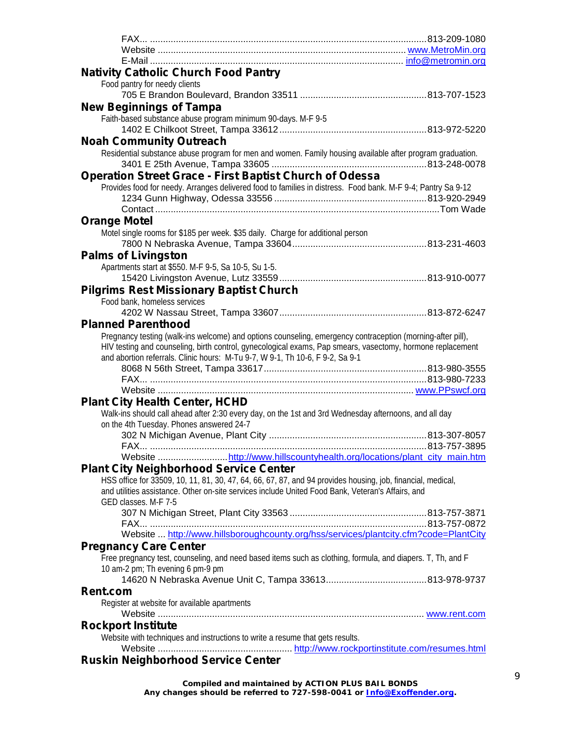FAX... ....................................................................................................813-209-1080
Website ............................................................................................... www.MetroMin.org
E-Mail ................................................................................................ info@metromin.org

**Nativity Catholic Church Food Pantry**

Food pantry for needy clients

705 E Brandon Boulevard, Brandon 33511 ..................................................813-707-1523

**New Beginnings of Tampa**

Faith-based substance abuse program minimum 90-days. M-F 9-5

1402 E Chilkoot Street, Tampa 33612 ..........................................................813-972-5220

**Noah Community Outreach**

Residential substance abuse program for men and women. Family housing available after program graduation.

3401 E 25th Avenue, Tampa 33605 ..............................................................813-248-0078

**Operation Street Grace - First Baptist Church of Odessa**

Provides food for needy. Arranges delivered food to families in distress. Food bank. M-F 9-4; Pantry Sa 9-12

1234 Gunn Highway, Odessa 33556 ............................................................813-920-2949
Contact .............................................................................................................Tom Wade

**Orange Motel**

Motel single rooms for $185 per week. $35 daily. Charge for additional person

7800 N Nebraska Avenue, Tampa 33604......................................................813-231-4603

**Palms of Livingston**

Apartments start at $550. M-F 9-5, Sa 10-5, Su 1-5.

15420 Livingston Avenue, Lutz 33559..........................................................813-910-0077

**Pilgrims Rest Missionary Baptist Church**

Food bank, homeless services

4202 W Nassau Street, Tampa 33607..........................................................813-872-6247

**Planned Parenthood**

Pregnancy testing (walk-ins welcome) and options counseling, emergency contraception (morning-after pill), HIV testing and counseling, birth control, gynecological exams, Pap smears, vasectomy, hormone replacement and abortion referrals. Clinic hours: M-Tu 9-7, W 9-1, Th 10-6, F 9-2, Sa 9-1

8068 N 56th Street, Tampa 33617................................................................813-980-3555
FAX... ....................................................................................................813-980-7233
Website .................................................................................................. www.PPswcf.org

**Plant City Health Center, HCHD**

Walk-ins should call ahead after 2:30 every day, on the 1st and 3rd Wednesday afternoons, and all day on the 4th Tuesday. Phones answered 24-7

302 N Michigan Avenue, Plant City ..............................................................813-307-8057
FAX... ....................................................................................................813-757-3895
Website ........................... http://www.hillscountyhealth.org/locations/plant_city_main.htm

**Plant City Neighborhood Service Center**

HSS office for 33509, 10, 11, 81, 30, 47, 64, 66, 67, 87, and 94 provides housing, job, financial, medical, and utilities assistance. Other on-site services include United Food Bank, Veteran's Affairs, and GED classes. M-F 7-5

307 N Michigan Street, Plant City 33563 ......................................................813-757-3871
FAX... ....................................................................................................813-757-0872
Website ... http://www.hillsboroughcounty.org/hss/services/plantcity.cfm?code=PlantCity

**Pregnancy Care Center**

Free pregnancy test, counseling, and need based items such as clothing, formula, and diapers. T, Th, and F 10 am-2 pm; Th evening 6 pm-9 pm

14620 N Nebraska Avenue Unit C, Tampa 33613.......................................813-978-9737

**Rent.com**

Register at website for available apartments

Website ..................................................................................................... www.rent.com

**Rockport Institute**

Website with techniques and instructions to write a resume that gets results.

Website ................................................... http://www.rockportinstitute.com/resumes.html

**Ruskin Neighborhood Service Center**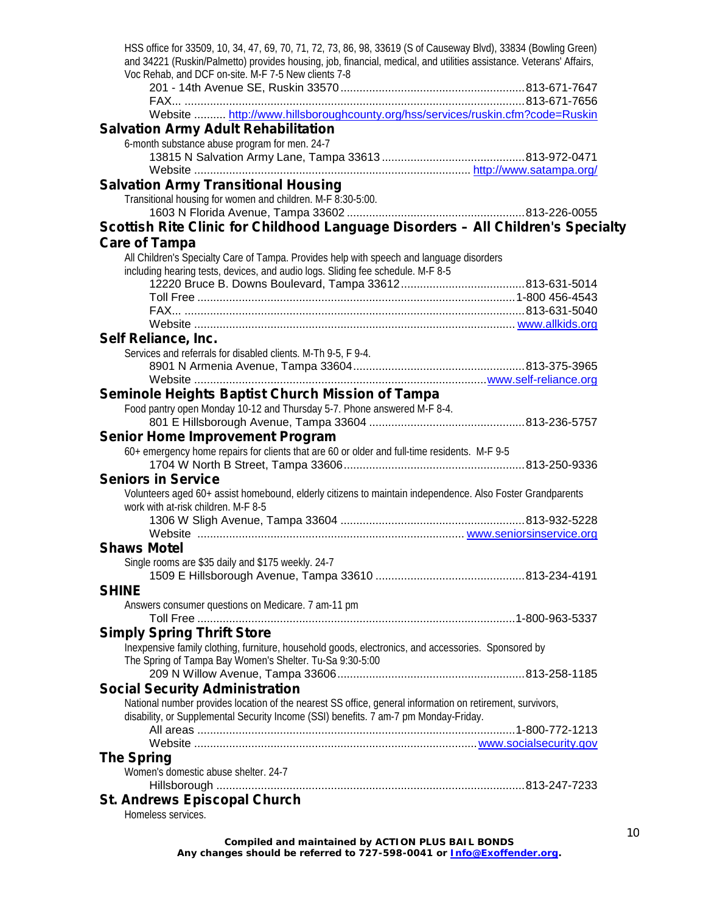HSS office for 33509, 10, 34, 47, 69, 70, 71, 72, 73, 86, 98, 33619 (S of Causeway Blvd), 33834 (Bowling Green) and 34221 (Ruskin/Palmetto) provides housing, job, financial, medical, and utilities assistance. Veterans' Affairs, Voc Rehab, and DCF on-site. M-F 7-5 New clients 7-8

201 - 14th Avenue SE, Ruskin 33570 .......... 813-671-7647
FAX... .......... 813-671-7656
Website .......... http://www.hillsboroughcounty.org/hss/services/ruskin.cfm?code=Ruskin

## Salvation Army Adult Rehabilitation

6-month substance abuse program for men. 24-7

13815 N Salvation Army Lane, Tampa 33613 .......... 813-972-0471
Website .......... http://www.satampa.org/

## Salvation Army Transitional Housing

Transitional housing for women and children. M-F 8:30-5:00.

1603 N Florida Avenue, Tampa 33602 .......... 813-226-0055

## Scottish Rite Clinic for Childhood Language Disorders – All Children's Specialty Care of Tampa

All Children's Specialty Care of Tampa. Provides help with speech and language disorders including hearing tests, devices, and audio logs. Sliding fee schedule. M-F 8-5

12220 Bruce B. Downs Boulevard, Tampa 33612 .......... 813-631-5014
Toll Free .......... 1-800 456-4543
FAX... .......... 813-631-5040
Website .......... www.allkids.org

## Self Reliance, Inc.

Services and referrals for disabled clients. M-Th 9-5, F 9-4.

8901 N Armenia Avenue, Tampa 33604 .......... 813-375-3965
Website .......... www.self-reliance.org

## Seminole Heights Baptist Church Mission of Tampa

Food pantry open Monday 10-12 and Thursday 5-7. Phone answered M-F 8-4.

801 E Hillsborough Avenue, Tampa 33604 .......... 813-236-5757

## Senior Home Improvement Program

60+ emergency home repairs for clients that are 60 or older and full-time residents. M-F 9-5

1704 W North B Street, Tampa 33606 .......... 813-250-9336

## Seniors in Service

Volunteers aged 60+ assist homebound, elderly citizens to maintain independence. Also Foster Grandparents work with at-risk children. M-F 8-5

1306 W Sligh Avenue, Tampa 33604 .......... 813-932-5228
Website .......... www.seniorsinservice.org

## Shaws Motel

Single rooms are $35 daily and $175 weekly. 24-7

1509 E Hillsborough Avenue, Tampa 33610 .......... 813-234-4191

## SHINE

Answers consumer questions on Medicare. 7 am-11 pm

Toll Free .......... 1-800-963-5337

## Simply Spring Thrift Store

Inexpensive family clothing, furniture, household goods, electronics, and accessories. Sponsored by The Spring of Tampa Bay Women's Shelter. Tu-Sa 9:30-5:00

209 N Willow Avenue, Tampa 33606 .......... 813-258-1185

## Social Security Administration

National number provides location of the nearest SS office, general information on retirement, survivors, disability, or Supplemental Security Income (SSI) benefits. 7 am-7 pm Monday-Friday.

All areas .......... 1-800-772-1213
Website .......... www.socialsecurity.gov

## The Spring

Women's domestic abuse shelter. 24-7

Hillsborough .......... 813-247-7233

## St. Andrews Episcopal Church

Homeless services.

**Compiled and maintained by ACTION PLUS BAIL BONDS**
**Any changes should be referred to 727-598-0041 or Info@Exoffender.org.**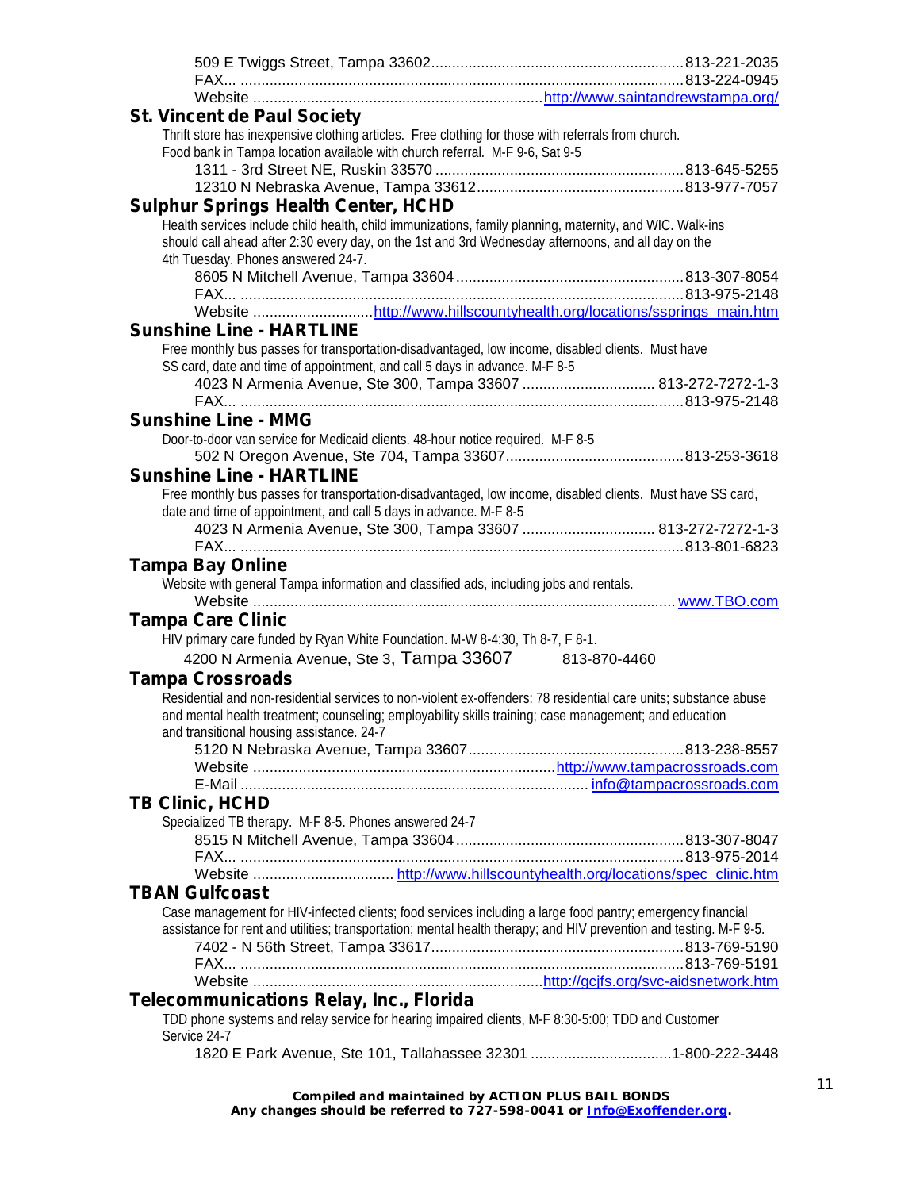509 E Twiggs Street, Tampa 33602............................................................813-221-2035
FAX... .........................................................................................................813-224-0945
Website .....................................................................http://www.saintandrewstampa.org/

## St. Vincent de Paul Society

Thrift store has inexpensive clothing articles. Free clothing for those with referrals from church. Food bank in Tampa location available with church referral. M-F 9-6, Sat 9-5

1311 - 3rd Street NE, Ruskin 33570 ...........................................................813-645-5255
12310 N Nebraska Avenue, Tampa 33612.................................................813-977-7057

## Sulphur Springs Health Center, HCHD

Health services include child health, child immunizations, family planning, maternity, and WIC. Walk-ins should call ahead after 2:30 every day, on the 1st and 3rd Wednesday afternoons, and all day on the 4th Tuesday. Phones answered 24-7.

8605 N Mitchell Avenue, Tampa 33604 ......................................................813-307-8054
FAX... .........................................................................................................813-975-2148
Website ............................http://www.hillscountyhealth.org/locations/ssprings_main.htm

## Sunshine Line - HARTLINE

Free monthly bus passes for transportation-disadvantaged, low income, disabled clients. Must have SS card, date and time of appointment, and call 5 days in advance. M-F 8-5

4023 N Armenia Avenue, Ste 300, Tampa 33607 ................................ 813-272-7272-1-3
FAX... .........................................................................................................813-975-2148

## Sunshine Line - MMG

Door-to-door van service for Medicaid clients. 48-hour notice required. M-F 8-5

502 N Oregon Avenue, Ste 704, Tampa 33607..........................................813-253-3618

## Sunshine Line - HARTLINE

Free monthly bus passes for transportation-disadvantaged, low income, disabled clients. Must have SS card, date and time of appointment, and call 5 days in advance. M-F 8-5

4023 N Armenia Avenue, Ste 300, Tampa 33607 ................................ 813-272-7272-1-3
FAX... .........................................................................................................813-801-6823

## Tampa Bay Online

Website with general Tampa information and classified ads, including jobs and rentals.

Website ..................................................................................................... www.TBO.com

## Tampa Care Clinic

HIV primary care funded by Ryan White Foundation. M-W 8-4:30, Th 8-7, F 8-1.

4200 N Armenia Avenue, Ste 3, Tampa 33607 813-870-4460

## Tampa Crossroads

Residential and non-residential services to non-violent ex-offenders: 78 residential care units; substance abuse and mental health treatment; counseling; employability skills training; case management; and education and transitional housing assistance. 24-7

5120 N Nebraska Avenue, Tampa 33607...................................................813-238-8557
Website ........................................................................http://www.tampacrossroads.com
E-Mail ................................................................................... info@tampacrossroads.com

## TB Clinic, HCHD

Specialized TB therapy. M-F 8-5. Phones answered 24-7

8515 N Mitchell Avenue, Tampa 33604 ......................................................813-307-8047
FAX... .........................................................................................................813-975-2014
Website .................................. http://www.hillscountyhealth.org/locations/spec_clinic.htm

## TBAN Gulfcoast

Case management for HIV-infected clients; food services including a large food pantry; emergency financial assistance for rent and utilities; transportation; mental health therapy; and HIV prevention and testing. M-F 9-5.

7402 - N 56th Street, Tampa 33617............................................................813-769-5190
FAX... .........................................................................................................813-769-5191
Website .....................................................................http://gcjfs.org/svc-aidsnetwork.htm

## Telecommunications Relay, Inc., Florida

TDD phone systems and relay service for hearing impaired clients, M-F 8:30-5:00; TDD and Customer Service 24-7

1820 E Park Avenue, Ste 101, Tallahassee 32301 .................................1-800-222-3448

**Compiled and maintained by ACTION PLUS BAIL BONDS**
**Any changes should be referred to 727-598-0041 or Info@Exoffender.org.**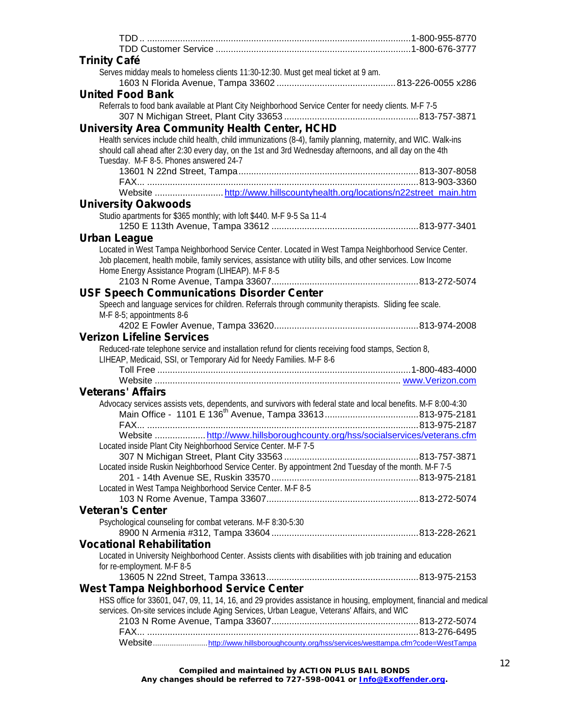TDD .. ........................................................................................................1-800-955-8770
TDD Customer Service ..............................................................................1-800-676-3777

### Trinity Café

Serves midday meals to homeless clients 11:30-12:30. Must get meal ticket at 9 am.

1603 N Florida Avenue, Tampa 33602 ............................................... 813-226-0055 x286

### United Food Bank

Referrals to food bank available at Plant City Neighborhood Service Center for needy clients. M-F 7-5

307 N Michigan Street, Plant City 33653 ..................................................... 813-757-3871

### University Area Community Health Center, HCHD

Health services include child health, child immunizations (8-4), family planning, maternity, and WIC. Walk-ins should call ahead after 2:30 every day, on the 1st and 3rd Wednesday afternoons, and all day on the 4th Tuesday. M-F 8-5. Phones answered 24-7

13601 N 22nd Street, Tampa ....................................................................... 813-307-8058
FAX... ............................................................................................................ 813-903-3360
Website ........................... http://www.hillscountyhealth.org/locations/n22street_main.htm

### University Oakwoods

Studio apartments for $365 monthly; with loft $440. M-F 9-5 Sa 11-4

1250 E 113th Avenue, Tampa 33612 .......................................................... 813-977-3401

### Urban League

Located in West Tampa Neighborhood Service Center. Located in West Tampa Neighborhood Service Center. Job placement, health mobile, family services, assistance with utility bills, and other services. Low Income Home Energy Assistance Program (LIHEAP). M-F 8-5

2103 N Rome Avenue, Tampa 33607.......................................................... 813-272-5074

### USF Speech Communications Disorder Center

Speech and language services for children. Referrals through community therapists. Sliding fee scale. M-F 8-5; appointments 8-6

4202 E Fowler Avenue, Tampa 33620......................................................... 813-974-2008

### Verizon Lifeline Services

Reduced-rate telephone service and installation refund for clients receiving food stamps, Section 8, LIHEAP, Medicaid, SSI, or Temporary Aid for Needy Families. M-F 8-6

Toll Free ................................................................................................... 1-800-483-4000
Website ................................................................................................ www.Verizon.com

### Veterans' Affairs

Advocacy services assists vets, dependents, and survivors with federal state and local benefits. M-F 8:00-4:30

Main Office - 1101 E 136th Avenue, Tampa 33613..................................... 813-975-2181
FAX... ............................................................................................................ 813-975-2187
Website .................... http://www.hillsboroughcounty.org/hss/socialservices/veterans.cfm

Located inside Plant City Neighborhood Service Center. M-F 7-5

307 N Michigan Street, Plant City 33563 ..................................................... 813-757-3871

Located inside Ruskin Neighborhood Service Center. By appointment 2nd Tuesday of the month. M-F 7-5

201 - 14th Avenue SE, Ruskin 33570.......................................................... 813-975-2181

Located in West Tampa Neighborhood Service Center. M-F 8-5

103 N Rome Avenue, Tampa 33607............................................................ 813-272-5074

### Veteran's Center

Psychological counseling for combat veterans. M-F 8:30-5:30

8900 N Armenia #312, Tampa 33604 .......................................................... 813-228-2621

### Vocational Rehabilitation

Located in University Neighborhood Center. Assists clients with disabilities with job training and education for re-employment. M-F 8-5

13605 N 22nd Street, Tampa 33613............................................................ 813-975-2153

### West Tampa Neighborhood Service Center

HSS office for 33601, 047, 09, 11, 14, 16, and 29 provides assistance in housing, employment, financial and medical services. On-site services include Aging Services, Urban League, Veterans' Affairs, and WIC

2103 N Rome Avenue, Tampa 33607.......................................................... 813-272-5074
FAX... ............................................................................................................ 813-276-6495
Website.......................... http://www.hillsboroughcounty.org/hss/services/westtampa.cfm?code=WestTampa

**Compiled and maintained by ACTION PLUS BAIL BONDS**
**Any changes should be referred to 727-598-0041 or Info@Exoffender.org.**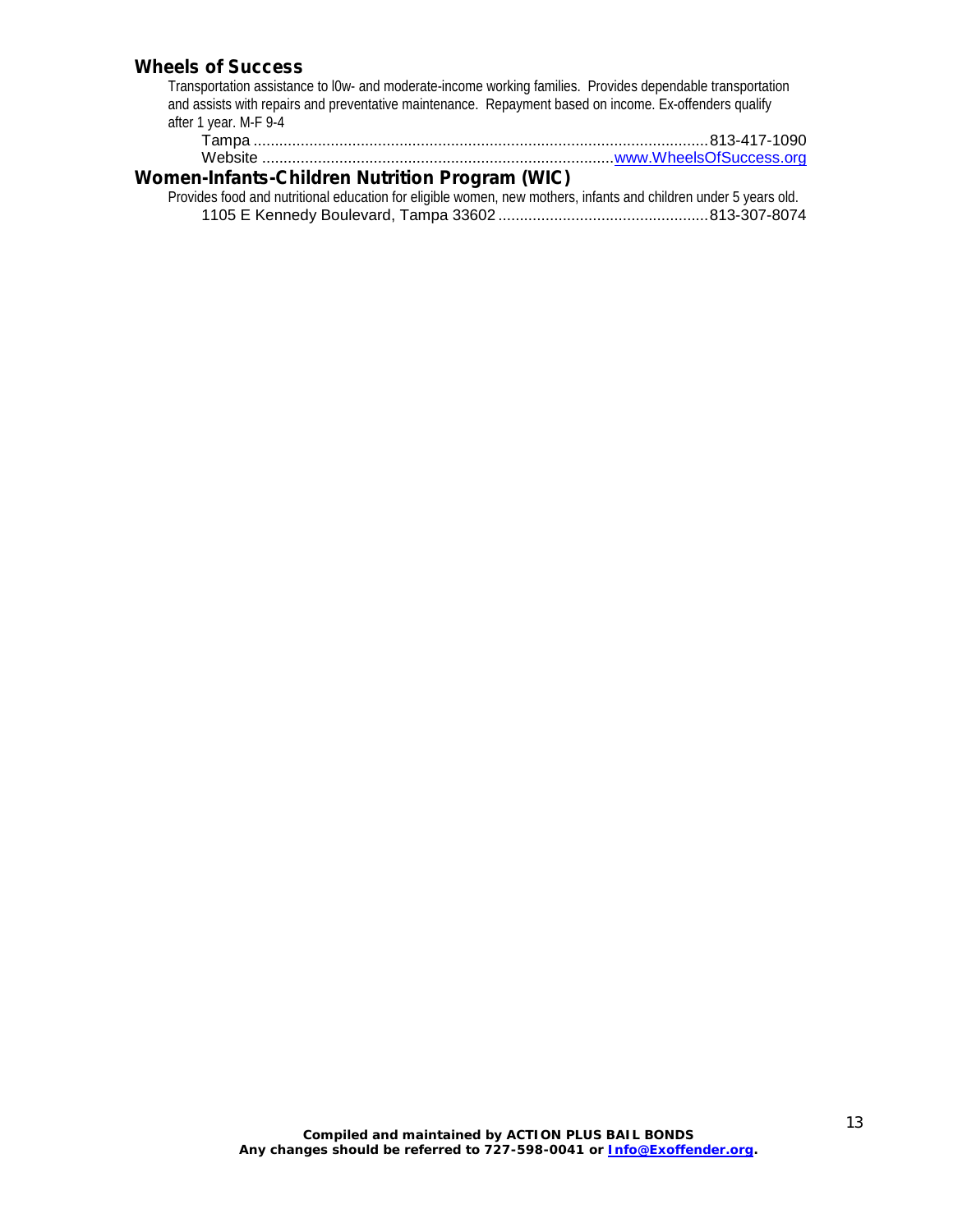**Wheels of Success**

Transportation assistance to l0w- and moderate-income working families. Provides dependable transportation and assists with repairs and preventative maintenance. Repayment based on income. Ex-offenders qualify after 1 year. M-F 9-4

Tampa ........................................................................................................813-417-1090
Website ..................................................................................[www.WheelsOfSuccess.org](http://www.WheelsOfSuccess.org)

**Women-Infants-Children Nutrition Program (WIC)**

Provides food and nutritional education for eligible women, new mothers, infants and children under 5 years old.

1105 E Kennedy Boulevard, Tampa 33602.................................................813-307-8074

**Compiled and maintained by ACTION PLUS BAIL BONDS**
**Any changes should be referred to 727-598-0041 or [Info@Exoffender.org](mailto:Info@Exoffender.org).**